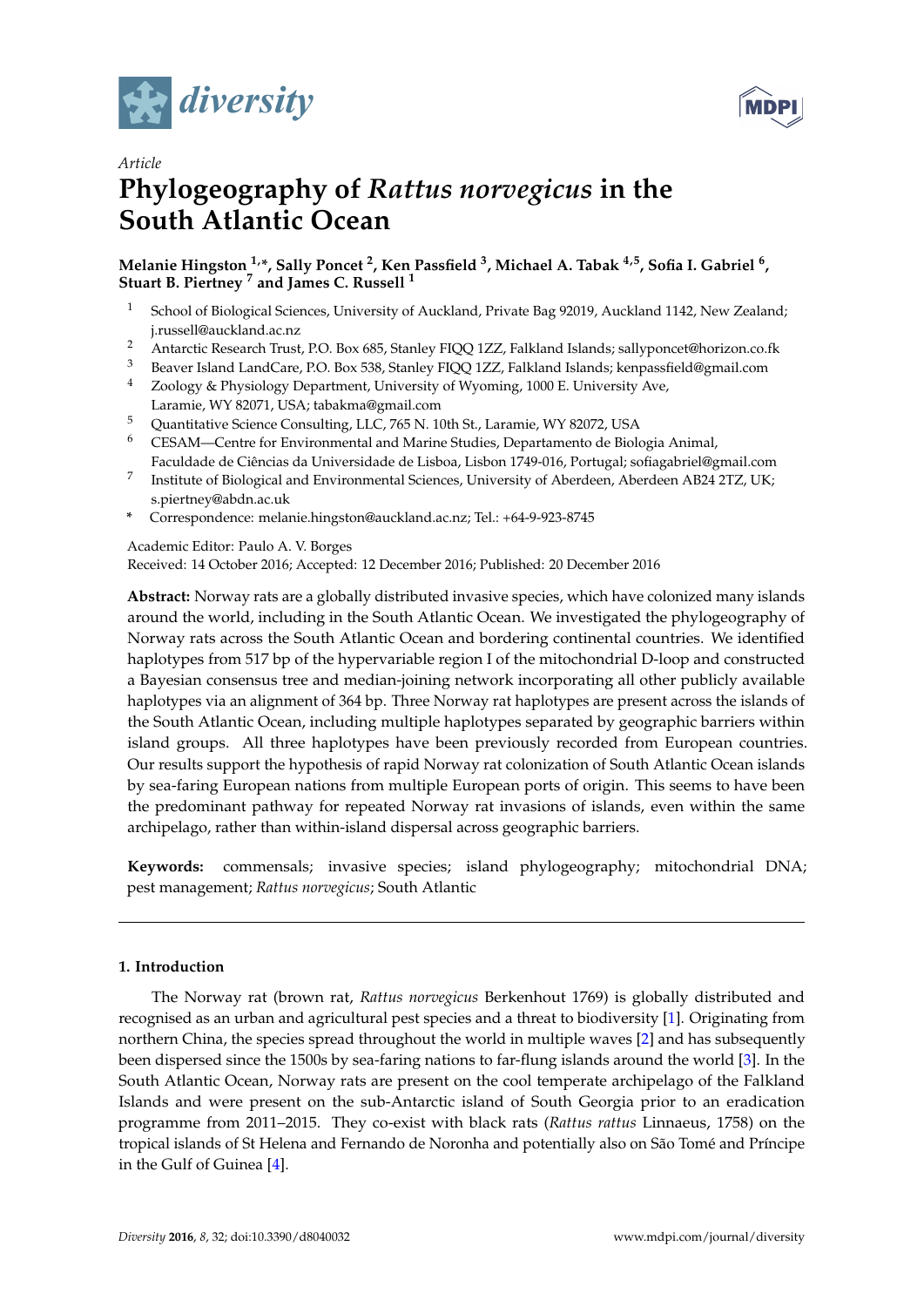*Article*

# Phylogeography of *Rattus norvegicus* in the South Atlantic Ocean

**Melanie Hingston [1,*], Sally Poncet [2], Ken Passfield [3], Michael A. Tabak [4,5], Sofia I. Gabriel [6], Stuart B. Piertney [7] and James C. Russell [1]**

1. School of Biological Sciences, University of Auckland, Private Bag 92019, Auckland 1142, New Zealand; j.russell@auckland.ac.nz
2. Antarctic Research Trust, P.O. Box 685, Stanley FIQQ 1ZZ, Falkland Islands; sallyponcet@horizon.co.fk
3. Beaver Island LandCare, P.O. Box 538, Stanley FIQQ 1ZZ, Falkland Islands; kenpassfield@gmail.com
4. Zoology & Physiology Department, University of Wyoming, 1000 E. University Ave, Laramie, WY 82071, USA; tabakma@gmail.com
5. Quantitative Science Consulting, LLC, 765 N. 10th St., Laramie, WY 82072, USA
6. CESAM—Centre for Environmental and Marine Studies, Departamento de Biologia Animal, Faculdade de Ciências da Universidade de Lisboa, Lisbon 1749-016, Portugal; sofiagabriel@gmail.com
7. Institute of Biological and Environmental Sciences, University of Aberdeen, Aberdeen AB24 2TZ, UK; s.piertney@abdn.ac.uk

\* Correspondence: melanie.hingston@auckland.ac.nz; Tel.: +64-9-923-8745

Academic Editor: Paulo A. V. Borges

Received: 14 October 2016; Accepted: 12 December 2016; Published: 20 December 2016

**Abstract:** Norway rats are a globally distributed invasive species, which have colonized many islands around the world, including in the South Atlantic Ocean. We investigated the phylogeography of Norway rats across the South Atlantic Ocean and bordering continental countries. We identified haplotypes from 517 bp of the hypervariable region I of the mitochondrial D-loop and constructed a Bayesian consensus tree and median-joining network incorporating all other publicly available haplotypes via an alignment of 364 bp. Three Norway rat haplotypes are present across the islands of the South Atlantic Ocean, including multiple haplotypes separated by geographic barriers within island groups. All three haplotypes have been previously recorded from European countries. Our results support the hypothesis of rapid Norway rat colonization of South Atlantic Ocean islands by sea-faring European nations from multiple European ports of origin. This seems to have been the predominant pathway for repeated Norway rat invasions of islands, even within the same archipelago, rather than within-island dispersal across geographic barriers.

**Keywords:** commensals; invasive species; island phylogeography; mitochondrial DNA; pest management; *Rattus norvegicus*; South Atlantic

## 1. Introduction

The Norway rat (brown rat, *Rattus norvegicus* Berkenhout 1769) is globally distributed and recognised as an urban and agricultural pest species and a threat to biodiversity [1]. Originating from northern China, the species spread throughout the world in multiple waves [2] and has subsequently been dispersed since the 1500s by sea-faring nations to far-flung islands around the world [3]. In the South Atlantic Ocean, Norway rats are present on the cool temperate archipelago of the Falkland Islands and were present on the sub-Antarctic island of South Georgia prior to an eradication programme from 2011–2015. They co-exist with black rats (*Rattus rattus* Linnaeus, 1758) on the tropical islands of St Helena and Fernando de Noronha and potentially also on São Tomé and Príncipe in the Gulf of Guinea [4].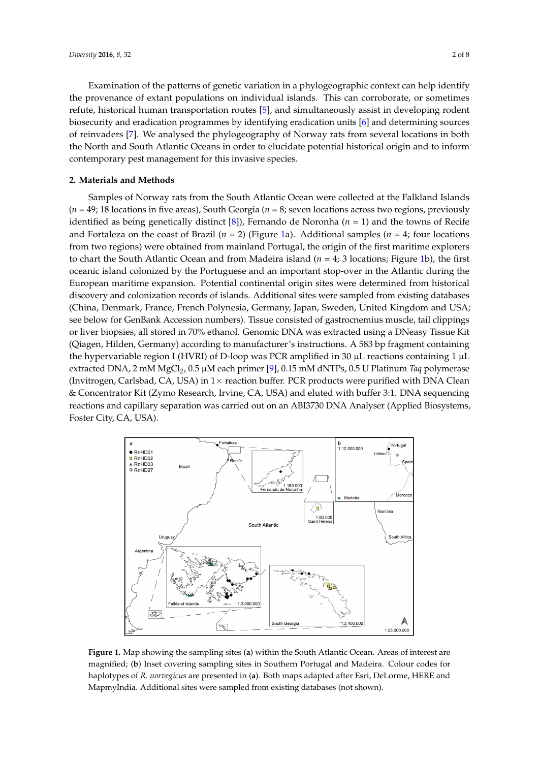Examination of the patterns of genetic variation in a phylogeographic context can help identify the provenance of extant populations on individual islands. This can corroborate, or sometimes refute, historical human transportation routes [5], and simultaneously assist in developing rodent biosecurity and eradication programmes by identifying eradication units [6] and determining sources of reinvaders [7]. We analysed the phylogeography of Norway rats from several locations in both the North and South Atlantic Oceans in order to elucidate potential historical origin and to inform contemporary pest management for this invasive species.

## 2. Materials and Methods

Samples of Norway rats from the South Atlantic Ocean were collected at the Falkland Islands ($n$ = 49; 18 locations in five areas), South Georgia ($n$ = 8; seven locations across two regions, previously identified as being genetically distinct [8]), Fernando de Noronha ($n$ = 1) and the towns of Recife and Fortaleza on the coast of Brazil ($n$ = 2) (Figure 1a). Additional samples ($n$ = 4; four locations from two regions) were obtained from mainland Portugal, the origin of the first maritime explorers to chart the South Atlantic Ocean and from Madeira island ($n$ = 4; 3 locations; Figure 1b), the first oceanic island colonized by the Portuguese and an important stop-over in the Atlantic during the European maritime expansion. Potential continental origin sites were determined from historical discovery and colonization records of islands. Additional sites were sampled from existing databases (China, Denmark, France, French Polynesia, Germany, Japan, Sweden, United Kingdom and USA; see below for GenBank Accession numbers). Tissue consisted of gastrocnemius muscle, tail clippings or liver biopsies, all stored in 70% ethanol. Genomic DNA was extracted using a DNeasy Tissue Kit (Qiagen, Hilden, Germany) according to manufacturer's instructions. A 583 bp fragment containing the hypervariable region I (HVRI) of D-loop was PCR amplified in 30 μL reactions containing 1 μL extracted DNA, 2 mM $MgCl_2$, 0.5 μM each primer [9], 0.15 mM dNTPs, 0.5 U Platinum *Taq* polymerase (Invitrogen, Carlsbad, CA, USA) in 1× reaction buffer. PCR products were purified with DNA Clean & Concentrator Kit (Zymo Research, Irvine, CA, USA) and eluted with buffer 3:1. DNA sequencing reactions and capillary separation was carried out on an ABI3730 DNA Analyser (Applied Biosystems, Foster City, CA, USA).

**Figure 1.** Map showing the sampling sites (**a**) within the South Atlantic Ocean. Areas of interest are magnified; (**b**) Inset covering sampling sites in Southern Portugal and Madeira. Colour codes for haplotypes of *R. norvegicus* are presented in (**a**). Both maps adapted after Esri, DeLorme, HERE and MapmyIndia. Additional sites were sampled from existing databases (not shown).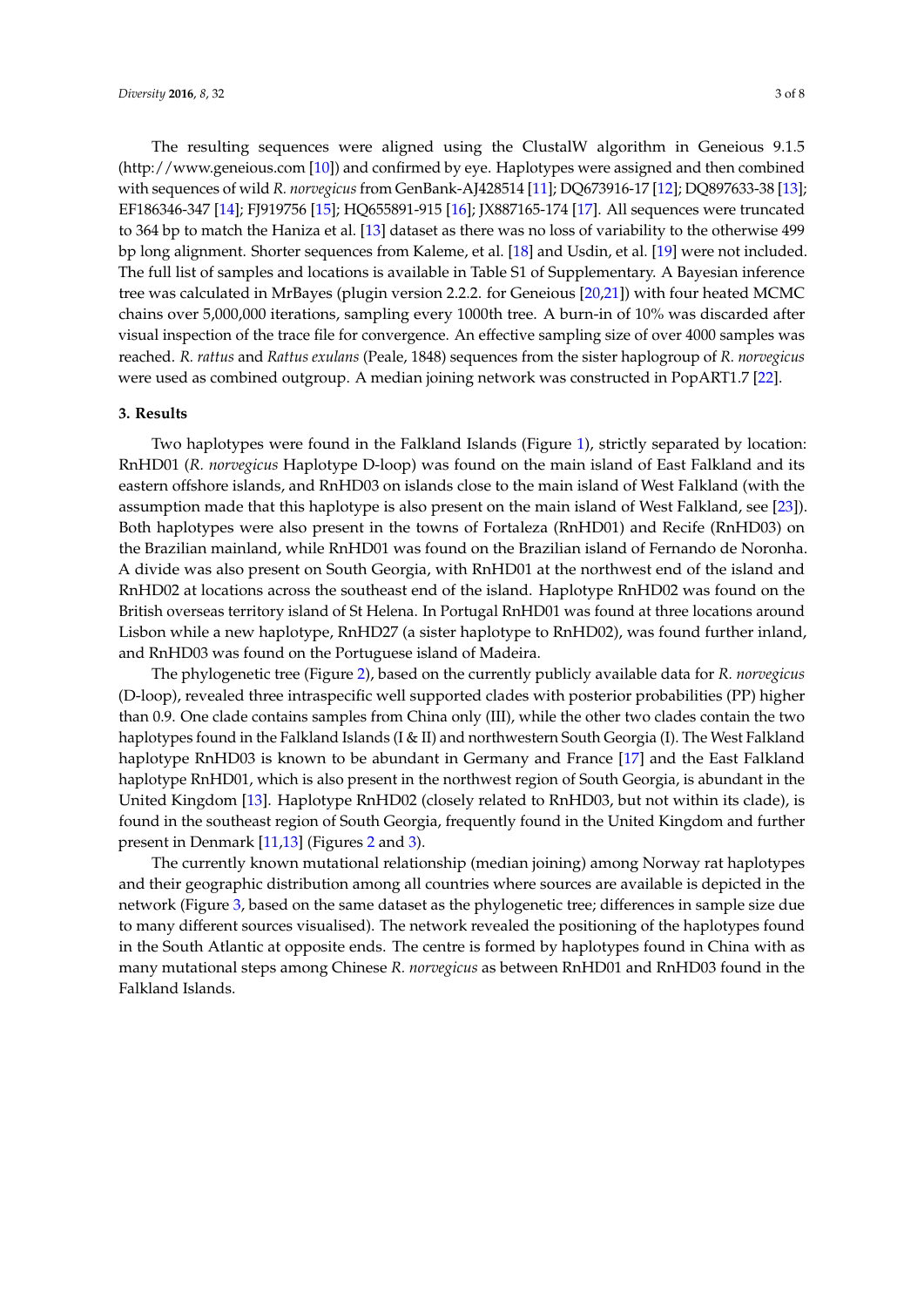The resulting sequences were aligned using the ClustalW algorithm in Geneious 9.1.5 (http://www.geneious.com [10]) and confirmed by eye. Haplotypes were assigned and then combined with sequences of wild *R. norvegicus* from GenBank-AJ428514 [11]; DQ673916-17 [12]; DQ897633-38 [13]; EF186346-347 [14]; FJ919756 [15]; HQ655891-915 [16]; JX887165-174 [17]. All sequences were truncated to 364 bp to match the Haniza et al. [13] dataset as there was no loss of variability to the otherwise 499 bp long alignment. Shorter sequences from Kaleme, et al. [18] and Usdin, et al. [19] were not included. The full list of samples and locations is available in Table S1 of Supplementary. A Bayesian inference tree was calculated in MrBayes (plugin version 2.2.2. for Geneious [20,21]) with four heated MCMC chains over 5,000,000 iterations, sampling every 1000th tree. A burn-in of 10% was discarded after visual inspection of the trace file for convergence. An effective sampling size of over 4000 samples was reached. *R. rattus* and *Rattus exulans* (Peale, 1848) sequences from the sister haplogroup of *R. norvegicus* were used as combined outgroup. A median joining network was constructed in PopART1.7 [22].

## 3. Results

Two haplotypes were found in the Falkland Islands (Figure 1), strictly separated by location: RnHD01 (*R. norvegicus* Haplotype D-loop) was found on the main island of East Falkland and its eastern offshore islands, and RnHD03 on islands close to the main island of West Falkland (with the assumption made that this haplotype is also present on the main island of West Falkland, see [23]). Both haplotypes were also present in the towns of Fortaleza (RnHD01) and Recife (RnHD03) on the Brazilian mainland, while RnHD01 was found on the Brazilian island of Fernando de Noronha. A divide was also present on South Georgia, with RnHD01 at the northwest end of the island and RnHD02 at locations across the southeast end of the island. Haplotype RnHD02 was found on the British overseas territory island of St Helena. In Portugal RnHD01 was found at three locations around Lisbon while a new haplotype, RnHD27 (a sister haplotype to RnHD02), was found further inland, and RnHD03 was found on the Portuguese island of Madeira.

The phylogenetic tree (Figure 2), based on the currently publicly available data for *R. norvegicus* (D-loop), revealed three intraspecific well supported clades with posterior probabilities (PP) higher than 0.9. One clade contains samples from China only (III), while the other two clades contain the two haplotypes found in the Falkland Islands (I & II) and northwestern South Georgia (I). The West Falkland haplotype RnHD03 is known to be abundant in Germany and France [17] and the East Falkland haplotype RnHD01, which is also present in the northwest region of South Georgia, is abundant in the United Kingdom [13]. Haplotype RnHD02 (closely related to RnHD03, but not within its clade), is found in the southeast region of South Georgia, frequently found in the United Kingdom and further present in Denmark [11,13] (Figures 2 and 3).

The currently known mutational relationship (median joining) among Norway rat haplotypes and their geographic distribution among all countries where sources are available is depicted in the network (Figure 3, based on the same dataset as the phylogenetic tree; differences in sample size due to many different sources visualised). The network revealed the positioning of the haplotypes found in the South Atlantic at opposite ends. The centre is formed by haplotypes found in China with as many mutational steps among Chinese *R. norvegicus* as between RnHD01 and RnHD03 found in the Falkland Islands.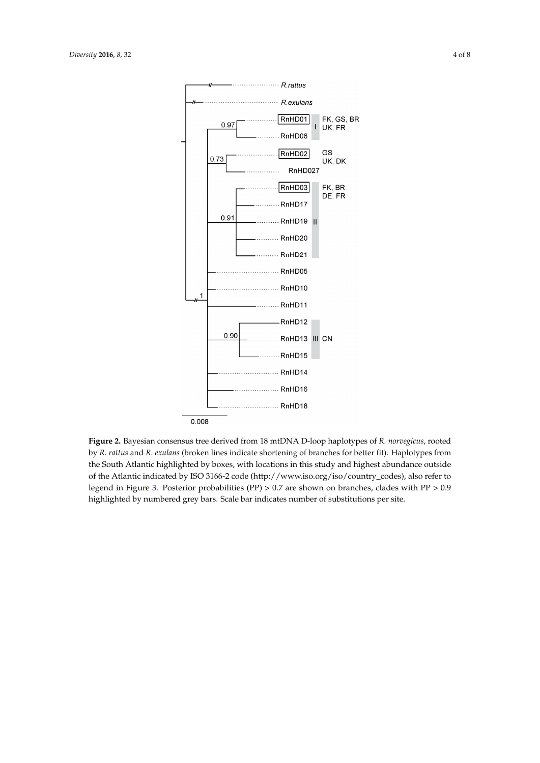**Figure 2.** Bayesian consensus tree derived from 18 mtDNA D-loop haplotypes of *R. norvegicus*, rooted by *R. rattus* and *R. exulans* (broken lines indicate shortening of branches for better fit). Haplotypes from the South Atlantic highlighted by boxes, with locations in this study and highest abundance outside of the Atlantic indicated by ISO 3166-2 code (http://www.iso.org/iso/country_codes), also refer to legend in Figure 3. Posterior probabilities (PP) > 0.7 are shown on branches, clades with PP > 0.9 highlighted by numbered grey bars. Scale bar indicates number of substitutions per site.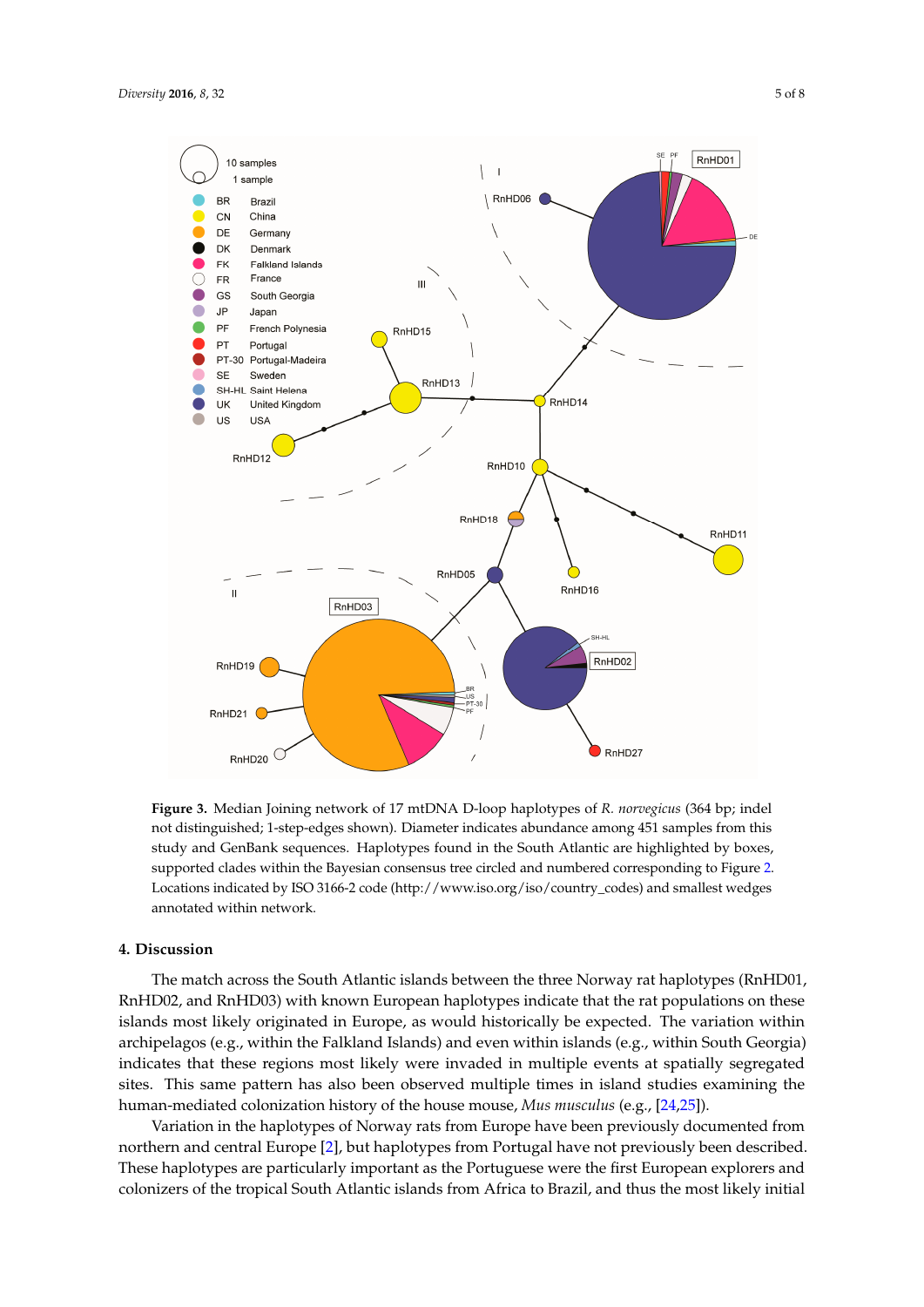**Figure 3.** Median Joining network of 17 mtDNA D-loop haplotypes of *R. norvegicus* (364 bp; indel not distinguished; 1-step-edges shown). Diameter indicates abundance among 451 samples from this study and GenBank sequences. Haplotypes found in the South Atlantic are highlighted by boxes, supported clades within the Bayesian consensus tree circled and numbered corresponding to Figure 2. Locations indicated by ISO 3166-2 code (http://www.iso.org/iso/country_codes) and smallest wedges annotated within network.

## 4. Discussion

The match across the South Atlantic islands between the three Norway rat haplotypes (RnHD01, RnHD02, and RnHD03) with known European haplotypes indicate that the rat populations on these islands most likely originated in Europe, as would historically be expected. The variation within archipelagos (e.g., within the Falkland Islands) and even within islands (e.g., within South Georgia) indicates that these regions most likely were invaded in multiple events at spatially segregated sites. This same pattern has also been observed multiple times in island studies examining the human-mediated colonization history of the house mouse, *Mus musculus* (e.g., [24,25]).

Variation in the haplotypes of Norway rats from Europe have been previously documented from northern and central Europe [2], but haplotypes from Portugal have not previously been described. These haplotypes are particularly important as the Portuguese were the first European explorers and colonizers of the tropical South Atlantic islands from Africa to Brazil, and thus the most likely initial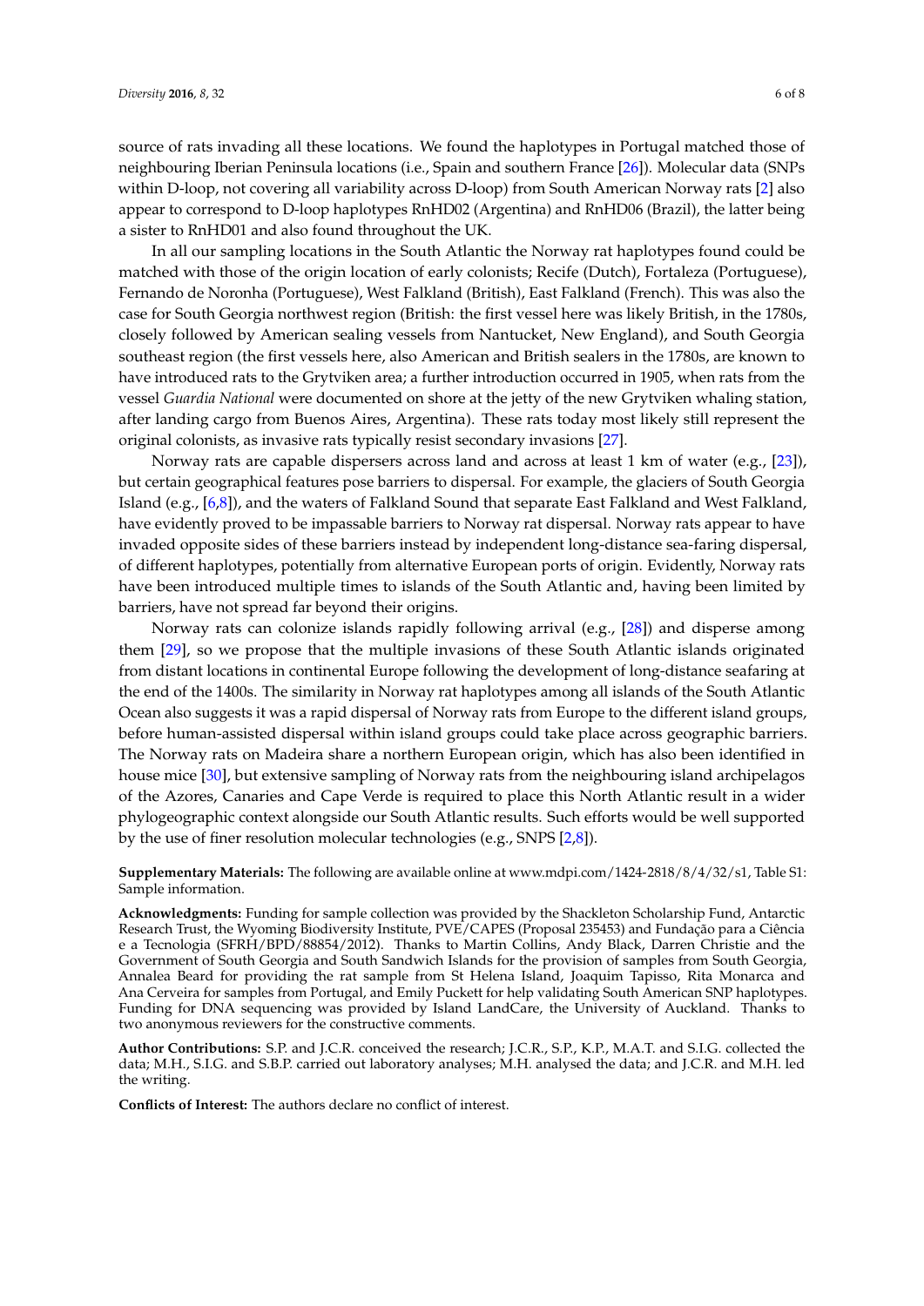source of rats invading all these locations. We found the haplotypes in Portugal matched those of neighbouring Iberian Peninsula locations (i.e., Spain and southern France [26]). Molecular data (SNPs within D-loop, not covering all variability across D-loop) from South American Norway rats [2] also appear to correspond to D-loop haplotypes RnHD02 (Argentina) and RnHD06 (Brazil), the latter being a sister to RnHD01 and also found throughout the UK.

In all our sampling locations in the South Atlantic the Norway rat haplotypes found could be matched with those of the origin location of early colonists; Recife (Dutch), Fortaleza (Portuguese), Fernando de Noronha (Portuguese), West Falkland (British), East Falkland (French). This was also the case for South Georgia northwest region (British: the first vessel here was likely British, in the 1780s, closely followed by American sealing vessels from Nantucket, New England), and South Georgia southeast region (the first vessels here, also American and British sealers in the 1780s, are known to have introduced rats to the Grytviken area; a further introduction occurred in 1905, when rats from the vessel *Guardia National* were documented on shore at the jetty of the new Grytviken whaling station, after landing cargo from Buenos Aires, Argentina). These rats today most likely still represent the original colonists, as invasive rats typically resist secondary invasions [27].

Norway rats are capable dispersers across land and across at least 1 km of water (e.g., [23]), but certain geographical features pose barriers to dispersal. For example, the glaciers of South Georgia Island (e.g., [6,8]), and the waters of Falkland Sound that separate East Falkland and West Falkland, have evidently proved to be impassable barriers to Norway rat dispersal. Norway rats appear to have invaded opposite sides of these barriers instead by independent long-distance sea-faring dispersal, of different haplotypes, potentially from alternative European ports of origin. Evidently, Norway rats have been introduced multiple times to islands of the South Atlantic and, having been limited by barriers, have not spread far beyond their origins.

Norway rats can colonize islands rapidly following arrival (e.g., [28]) and disperse among them [29], so we propose that the multiple invasions of these South Atlantic islands originated from distant locations in continental Europe following the development of long-distance seafaring at the end of the 1400s. The similarity in Norway rat haplotypes among all islands of the South Atlantic Ocean also suggests it was a rapid dispersal of Norway rats from Europe to the different island groups, before human-assisted dispersal within island groups could take place across geographic barriers. The Norway rats on Madeira share a northern European origin, which has also been identified in house mice [30], but extensive sampling of Norway rats from the neighbouring island archipelagos of the Azores, Canaries and Cape Verde is required to place this North Atlantic result in a wider phylogeographic context alongside our South Atlantic results. Such efforts would be well supported by the use of finer resolution molecular technologies (e.g., SNPS [2,8]).

**Supplementary Materials:** The following are available online at www.mdpi.com/1424-2818/8/4/32/s1, Table S1: Sample information.

**Acknowledgments:** Funding for sample collection was provided by the Shackleton Scholarship Fund, Antarctic Research Trust, the Wyoming Biodiversity Institute, PVE/CAPES (Proposal 235453) and Fundação para a Ciência e a Tecnologia (SFRH/BPD/88854/2012). Thanks to Martin Collins, Andy Black, Darren Christie and the Government of South Georgia and South Sandwich Islands for the provision of samples from South Georgia, Annalea Beard for providing the rat sample from St Helena Island, Joaquim Tapisso, Rita Monarca and Ana Cerveira for samples from Portugal, and Emily Puckett for help validating South American SNP haplotypes. Funding for DNA sequencing was provided by Island LandCare, the University of Auckland. Thanks to two anonymous reviewers for the constructive comments.

**Author Contributions:** S.P. and J.C.R. conceived the research; J.C.R., S.P., K.P., M.A.T. and S.I.G. collected the data; M.H., S.I.G. and S.B.P. carried out laboratory analyses; M.H. analysed the data; and J.C.R. and M.H. led the writing.

**Conflicts of Interest:** The authors declare no conflict of interest.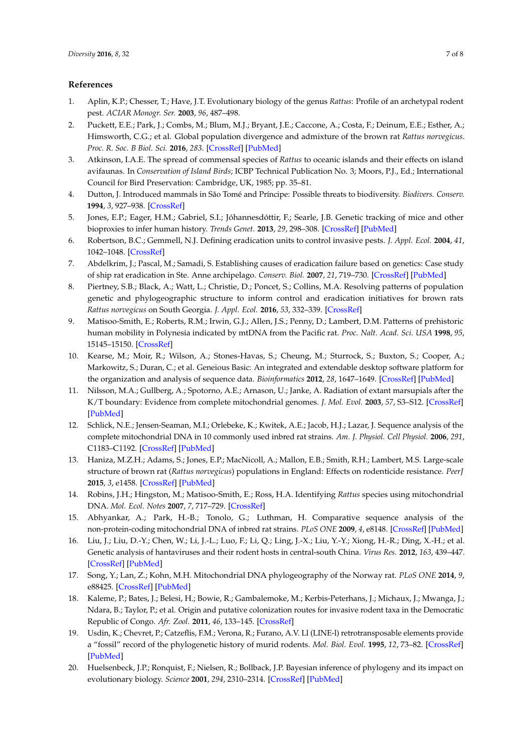## References

1. Aplin, K.P.; Chesser, T.; Have, J.T. Evolutionary biology of the genus *Rattus*: Profile of an archetypal rodent pest. *ACIAR Monogr. Ser.* **2003**, *96*, 487–498.
2. Puckett, E.E.; Park, J.; Combs, M.; Blum, M.J.; Bryant, J.E.; Caccone, A.; Costa, F.; Deinum, E.E.; Esther, A.; Himsworth, C.G.; et al. Global population divergence and admixture of the brown rat *Rattus norvegicus*. *Proc. R. Soc. B Biol. Sci.* **2016**, *283*. [CrossRef] [PubMed]
3. Atkinson, I.A.E. The spread of commensal species of *Rattus* to oceanic islands and their effects on island avifaunas. In *Conservation of Island Birds*; ICBP Technical Publication No. 3; Moors, P.J., Ed.; International Council for Bird Preservation: Cambridge, UK, 1985; pp. 35–81.
4. Dutton, J. Introduced mammals in São Tomé and Príncipe: Possible threats to biodiversity. *Biodivers. Conserv.* **1994**, *3*, 927–938. [CrossRef]
5. Jones, E.P.; Eager, H.M.; Gabriel, S.I.; Jóhannesdóttir, F.; Searle, J.B. Genetic tracking of mice and other bioproxies to infer human history. *Trends Genet.* **2013**, *29*, 298–308. [CrossRef] [PubMed]
6. Robertson, B.C.; Gemmell, N.J. Defining eradication units to control invasive pests. *J. Appl. Ecol.* **2004**, *41*, 1042–1048. [CrossRef]
7. Abdelkrim, J.; Pascal, M.; Samadi, S. Establishing causes of eradication failure based on genetics: Case study of ship rat eradication in Ste. Anne archipelago. *Conserv. Biol.* **2007**, *21*, 719–730. [CrossRef] [PubMed]
8. Piertney, S.B.; Black, A.; Watt, L.; Christie, D.; Poncet, S.; Collins, M.A. Resolving patterns of population genetic and phylogeographic structure to inform control and eradication initiatives for brown rats *Rattus norvegicus* on South Georgia. *J. Appl. Ecol.* **2016**, *53*, 332–339. [CrossRef]
9. Matisoo-Smith, E.; Roberts, R.M.; Irwin, G.J.; Allen, J.S.; Penny, D.; Lambert, D.M. Patterns of prehistoric human mobility in Polynesia indicated by mtDNA from the Pacific rat. *Proc. Nalt. Acad. Sci. USA* **1998**, *95*, 15145–15150. [CrossRef]
10. Kearse, M.; Moir, R.; Wilson, A.; Stones-Havas, S.; Cheung, M.; Sturrock, S.; Buxton, S.; Cooper, A.; Markowitz, S.; Duran, C.; et al. Geneious Basic: An integrated and extendable desktop software platform for the organization and analysis of sequence data. *Bioinformatics* **2012**, *28*, 1647–1649. [CrossRef] [PubMed]
11. Nilsson, M.A.; Gullberg, A.; Spotorno, A.E.; Arnason, U.; Janke, A. Radiation of extant marsupials after the K/T boundary: Evidence from complete mitochondrial genomes. *J. Mol. Evol.* **2003**, *57*, S3–S12. [CrossRef] [PubMed]
12. Schlick, N.E.; Jensen-Seaman, M.I.; Orlebeke, K.; Kwitek, A.E.; Jacob, H.J.; Lazar, J. Sequence analysis of the complete mitochondrial DNA in 10 commonly used inbred rat strains. *Am. J. Physiol. Cell Physiol.* **2006**, *291*, C1183–C1192. [CrossRef] [PubMed]
13. Haniza, M.Z.H.; Adams, S.; Jones, E.P.; MacNicoll, A.; Mallon, E.B.; Smith, R.H.; Lambert, M.S. Large-scale structure of brown rat (*Rattus norvegicus*) populations in England: Effects on rodenticide resistance. *PeerJ* **2015**, *3*, e1458. [CrossRef] [PubMed]
14. Robins, J.H.; Hingston, M.; Matisoo-Smith, E.; Ross, H.A. Identifying *Rattus* species using mitochondrial DNA. *Mol. Ecol. Notes* **2007**, *7*, 717–729. [CrossRef]
15. Abhyankar, A.; Park, H.-B.; Tonolo, G.; Luthman, H. Comparative sequence analysis of the non-protein-coding mitochondrial DNA of inbred rat strains. *PLoS ONE* **2009**, *4*, e8148. [CrossRef] [PubMed]
16. Liu, J.; Liu, D.-Y.; Chen, W.; Li, J.-L.; Luo, F.; Li, Q.; Ling, J.-X.; Liu, Y.-Y.; Xiong, H.-R.; Ding, X.-H.; et al. Genetic analysis of hantaviruses and their rodent hosts in central-south China. *Virus Res.* **2012**, *163*, 439–447. [CrossRef] [PubMed]
17. Song, Y.; Lan, Z.; Kohn, M.H. Mitochondrial DNA phylogeography of the Norway rat. *PLoS ONE* **2014**, *9*, e88425. [CrossRef] [PubMed]
18. Kaleme, P.; Bates, J.; Belesi, H.; Bowie, R.; Gambalemoke, M.; Kerbis-Peterhans, J.; Michaux, J.; Mwanga, J.; Ndara, B.; Taylor, P.; et al. Origin and putative colonization routes for invasive rodent taxa in the Democratic Republic of Congo. *Afr. Zool.* **2011**, *46*, 133–145. [CrossRef]
19. Usdin, K.; Chevret, P.; Catzeflis, F.M.; Verona, R.; Furano, A.V. Ll (LINE-l) retrotransposable elements provide a "fossil" record of the phylogenetic history of murid rodents. *Mol. Biol. Evol.* **1995**, *12*, 73–82. [CrossRef] [PubMed]
20. Huelsenbeck, J.P.; Ronquist, F.; Nielsen, R.; Bollback, J.P. Bayesian inference of phylogeny and its impact on evolutionary biology. *Science* **2001**, *294*, 2310–2314. [CrossRef] [PubMed]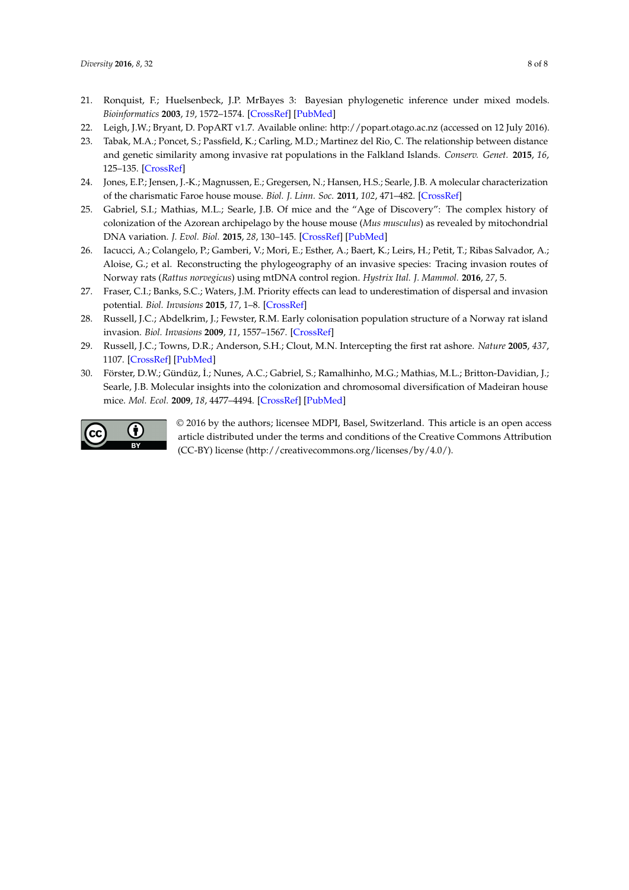21. Ronquist, F.; Huelsenbeck, J.P. MrBayes 3: Bayesian phylogenetic inference under mixed models. *Bioinformatics* **2003**, *19*, 1572–1574. [CrossRef] [PubMed]
22. Leigh, J.W.; Bryant, D. PopART v1.7. Available online: http://popart.otago.ac.nz (accessed on 12 July 2016).
23. Tabak, M.A.; Poncet, S.; Passfield, K.; Carling, M.D.; Martinez del Rio, C. The relationship between distance and genetic similarity among invasive rat populations in the Falkland Islands. *Conserv. Genet.* **2015**, *16*, 125–135. [CrossRef]
24. Jones, E.P.; Jensen, J.-K.; Magnussen, E.; Gregersen, N.; Hansen, H.S.; Searle, J.B. A molecular characterization of the charismatic Faroe house mouse. *Biol. J. Linn. Soc.* **2011**, *102*, 471–482. [CrossRef]
25. Gabriel, S.I.; Mathias, M.L.; Searle, J.B. Of mice and the "Age of Discovery": The complex history of colonization of the Azorean archipelago by the house mouse (*Mus musculus*) as revealed by mitochondrial DNA variation. *J. Evol. Biol.* **2015**, *28*, 130–145. [CrossRef] [PubMed]
26. Iacucci, A.; Colangelo, P.; Gamberi, V.; Mori, E.; Esther, A.; Baert, K.; Leirs, H.; Petit, T.; Ribas Salvador, A.; Aloise, G.; et al. Reconstructing the phylogeography of an invasive species: Tracing invasion routes of Norway rats (*Rattus norvegicus*) using mtDNA control region. *Hystrix Ital. J. Mammol.* **2016**, *27*, 5.
27. Fraser, C.I.; Banks, S.C.; Waters, J.M. Priority effects can lead to underestimation of dispersal and invasion potential. *Biol. Invasions* **2015**, *17*, 1–8. [CrossRef]
28. Russell, J.C.; Abdelkrim, J.; Fewster, R.M. Early colonisation population structure of a Norway rat island invasion. *Biol. Invasions* **2009**, *11*, 1557–1567. [CrossRef]
29. Russell, J.C.; Towns, D.R.; Anderson, S.H.; Clout, M.N. Intercepting the first rat ashore. *Nature* **2005**, *437*, 1107. [CrossRef] [PubMed]
30. Förster, D.W.; Gündüz, İ.; Nunes, A.C.; Gabriel, S.; Ramalhinho, M.G.; Mathias, M.L.; Britton-Davidian, J.; Searle, J.B. Molecular insights into the colonization and chromosomal diversification of Madeiran house mice. *Mol. Ecol.* **2009**, *18*, 4477–4494. [CrossRef] [PubMed]

© 2016 by the authors; licensee MDPI, Basel, Switzerland. This article is an open access article distributed under the terms and conditions of the Creative Commons Attribution (CC-BY) license (http://creativecommons.org/licenses/by/4.0/).